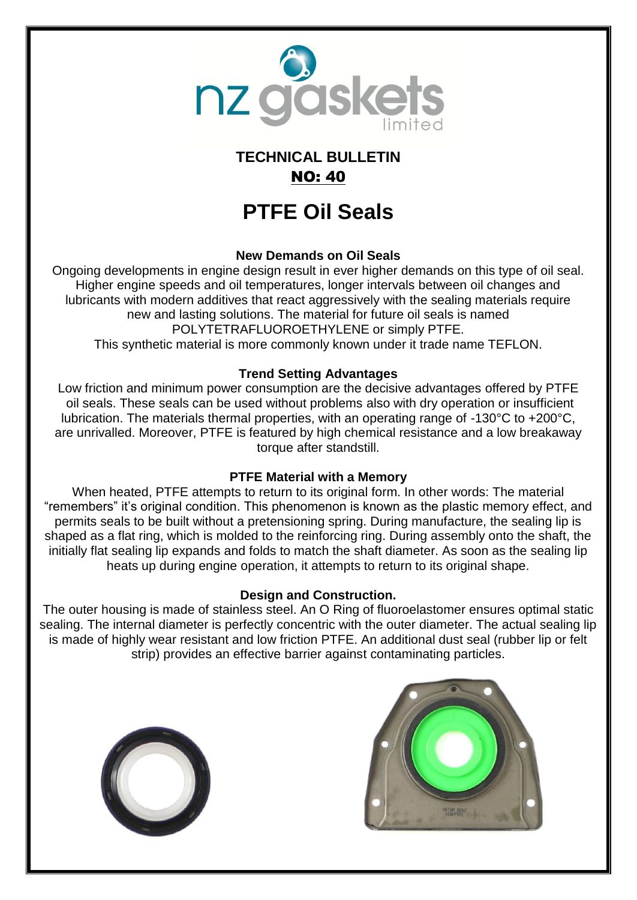# TECHNICAL BULLETIN

## NO: 40

# PTFE Oil Seals

### New Demands on Oil Seals

Ongoing developments in engine design result in ever higher demands on this type of oil seal. Higher engine speeds and oil temperatures, longer intervals between oil changes and lubricants with modern additives that react aggressively with the sealing materials require new and lasting solutions. The material for future oil seals is named POLYTETRAFLUOROETHYLENE or simply PTFE.
This synthetic material is more commonly known under it trade name TEFLON.

### Trend Setting Advantages

Low friction and minimum power consumption are the decisive advantages offered by PTFE oil seals. These seals can be used without problems also with dry operation or insufficient lubrication. The materials thermal properties, with an operating range of -130°C to +200°C, are unrivalled. Moreover, PTFE is featured by high chemical resistance and a low breakaway torque after standstill.

### PTFE Material with a Memory

When heated, PTFE attempts to return to its original form. In other words: The material "remembers" it's original condition. This phenomenon is known as the plastic memory effect, and permits seals to be built without a pretensioning spring. During manufacture, the sealing lip is shaped as a flat ring, which is molded to the reinforcing ring. During assembly onto the shaft, the initially flat sealing lip expands and folds to match the shaft diameter. As soon as the sealing lip heats up during engine operation, it attempts to return to its original shape.

### Design and Construction.

The outer housing is made of stainless steel. An O Ring of fluoroelastomer ensures optimal static sealing. The internal diameter is perfectly concentric with the outer diameter. The actual sealing lip is made of highly wear resistant and low friction PTFE. An additional dust seal (rubber lip or felt strip) provides an effective barrier against contaminating particles.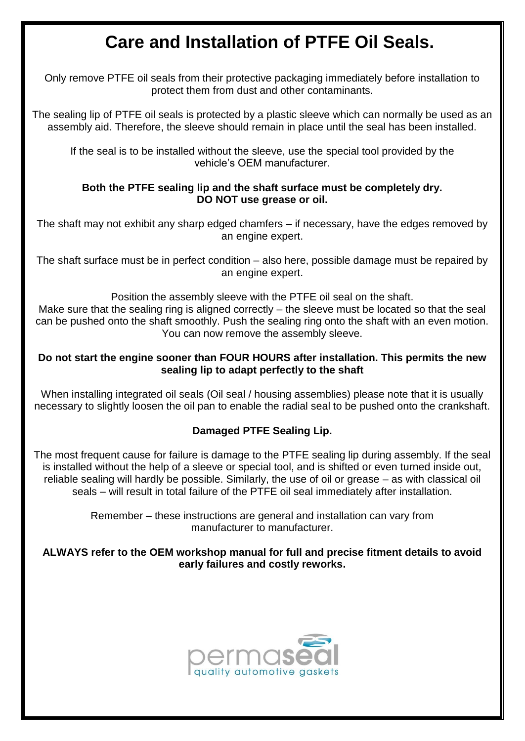# Care and Installation of PTFE Oil Seals.

Only remove PTFE oil seals from their protective packaging immediately before installation to protect them from dust and other contaminants.

The sealing lip of PTFE oil seals is protected by a plastic sleeve which can normally be used as an assembly aid. Therefore, the sleeve should remain in place until the seal has been installed.

If the seal is to be installed without the sleeve, use the special tool provided by the vehicle's OEM manufacturer.

**Both the PTFE sealing lip and the shaft surface must be completely dry. DO NOT use grease or oil.**

The shaft may not exhibit any sharp edged chamfers – if necessary, have the edges removed by an engine expert.

The shaft surface must be in perfect condition – also here, possible damage must be repaired by an engine expert.

Position the assembly sleeve with the PTFE oil seal on the shaft.
Make sure that the sealing ring is aligned correctly – the sleeve must be located so that the seal can be pushed onto the shaft smoothly. Push the sealing ring onto the shaft with an even motion. You can now remove the assembly sleeve.

**Do not start the engine sooner than FOUR HOURS after installation. This permits the new sealing lip to adapt perfectly to the shaft**

When installing integrated oil seals (Oil seal / housing assemblies) please note that it is usually necessary to slightly loosen the oil pan to enable the radial seal to be pushed onto the crankshaft.

**Damaged PTFE Sealing Lip.**

The most frequent cause for failure is damage to the PTFE sealing lip during assembly. If the seal is installed without the help of a sleeve or special tool, and is shifted or even turned inside out, reliable sealing will hardly be possible. Similarly, the use of oil or grease – as with classical oil seals – will result in total failure of the PTFE oil seal immediately after installation.

Remember – these instructions are general and installation can vary from manufacturer to manufacturer.

**ALWAYS refer to the OEM workshop manual for full and precise fitment details to avoid early failures and costly reworks.**

permaseal
quality automotive gaskets